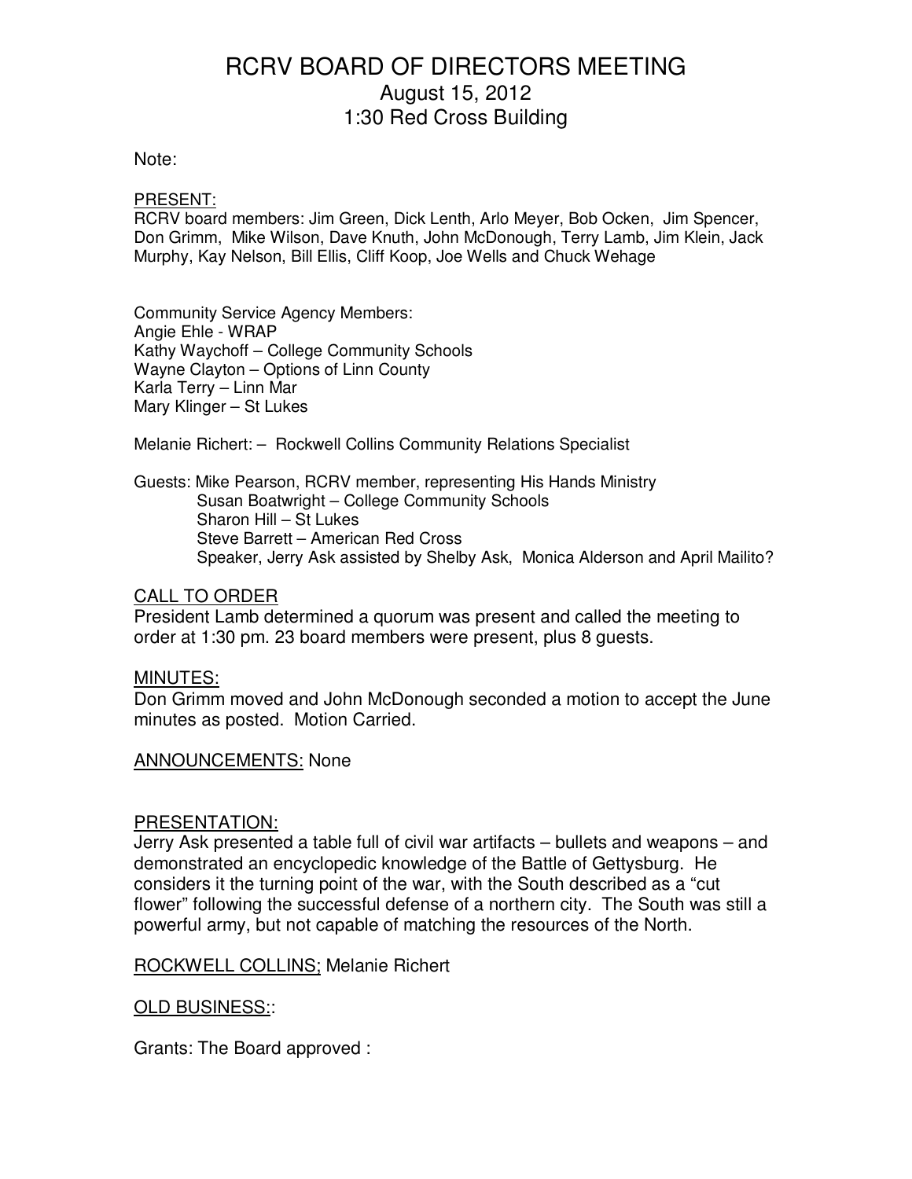# RCRV BOARD OF DIRECTORS MEETING

## August 15, 2012

## 1:30 Red Cross Building

Note:

PRESENT:

RCRV board members: Jim Green, Dick Lenth, Arlo Meyer, Bob Ocken, Jim Spencer, Don Grimm, Mike Wilson, Dave Knuth, John McDonough, Terry Lamb, Jim Klein, Jack Murphy, Kay Nelson, Bill Ellis, Cliff Koop, Joe Wells and Chuck Wehage

Community Service Agency Members:
Angie Ehle - WRAP
Kathy Waychoff – College Community Schools
Wayne Clayton – Options of Linn County
Karla Terry – Linn Mar
Mary Klinger – St Lukes

Melanie Richert: – Rockwell Collins Community Relations Specialist

Guests: Mike Pearson, RCRV member, representing His Hands Ministry
Susan Boatwright – College Community Schools
Sharon Hill – St Lukes
Steve Barrett – American Red Cross
Speaker, Jerry Ask assisted by Shelby Ask, Monica Alderson and April Mailito?

CALL TO ORDER

President Lamb determined a quorum was present and called the meeting to order at 1:30 pm. 23 board members were present, plus 8 guests.

MINUTES:

Don Grimm moved and John McDonough seconded a motion to accept the June minutes as posted. Motion Carried.

ANNOUNCEMENTS: None

PRESENTATION:

Jerry Ask presented a table full of civil war artifacts – bullets and weapons – and demonstrated an encyclopedic knowledge of the Battle of Gettysburg. He considers it the turning point of the war, with the South described as a "cut flower" following the successful defense of a northern city. The South was still a powerful army, but not capable of matching the resources of the North.

ROCKWELL COLLINS; Melanie Richert

OLD BUSINESS::

Grants: The Board approved :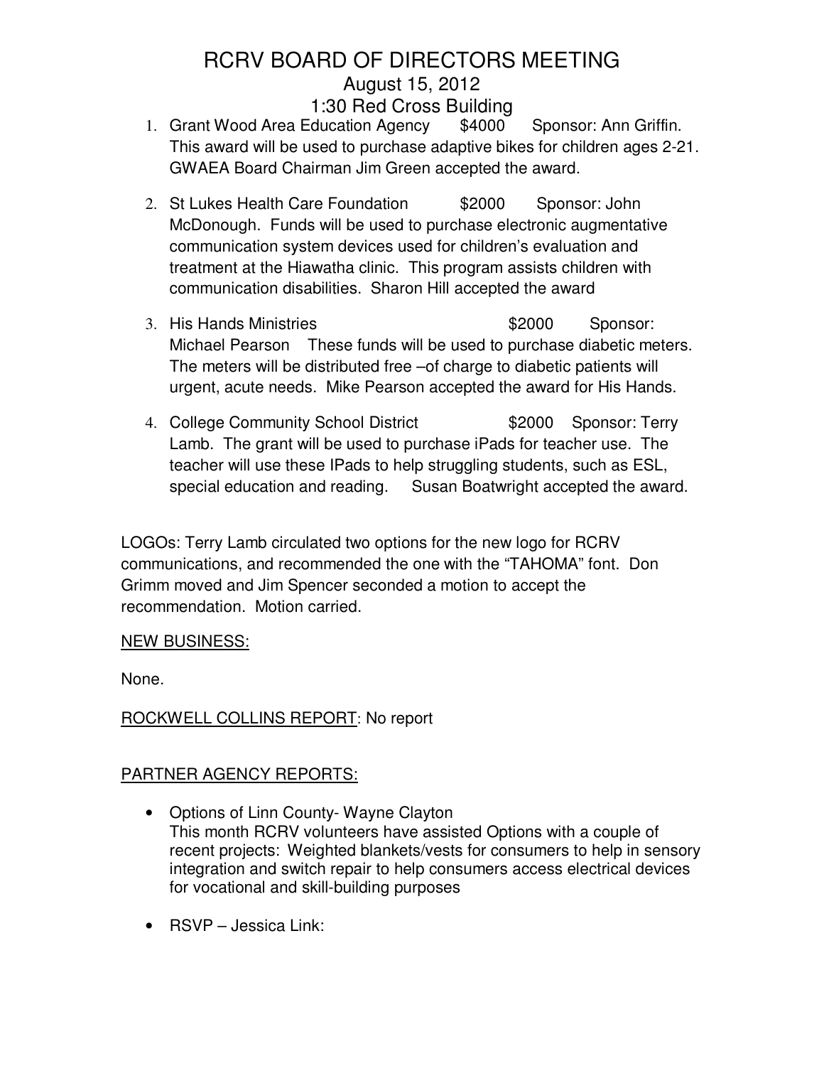# RCRV BOARD OF DIRECTORS MEETING

August 15, 2012

1:30 Red Cross Building

1. Grant Wood Area Education Agency $4000 Sponsor: Ann Griffin. This award will be used to purchase adaptive bikes for children ages 2-21. GWAEA Board Chairman Jim Green accepted the award.

2. St Lukes Health Care Foundation $2000 Sponsor: John McDonough. Funds will be used to purchase electronic augmentative communication system devices used for children's evaluation and treatment at the Hiawatha clinic. This program assists children with communication disabilities. Sharon Hill accepted the award

3. His Hands Ministries $2000 Sponsor: Michael Pearson These funds will be used to purchase diabetic meters. The meters will be distributed free –of charge to diabetic patients will urgent, acute needs. Mike Pearson accepted the award for His Hands.

4. College Community School District $2000 Sponsor: Terry Lamb. The grant will be used to purchase iPads for teacher use. The teacher will use these IPads to help struggling students, such as ESL, special education and reading. Susan Boatwright accepted the award.

LOGOs: Terry Lamb circulated two options for the new logo for RCRV communications, and recommended the one with the "TAHOMA" font. Don Grimm moved and Jim Spencer seconded a motion to accept the recommendation. Motion carried.

NEW BUSINESS:

None.

ROCKWELL COLLINS REPORT: No report

PARTNER AGENCY REPORTS:

- Options of Linn County- Wayne Clayton
  This month RCRV volunteers have assisted Options with a couple of recent projects: Weighted blankets/vests for consumers to help in sensory integration and switch repair to help consumers access electrical devices for vocational and skill-building purposes

- RSVP – Jessica Link: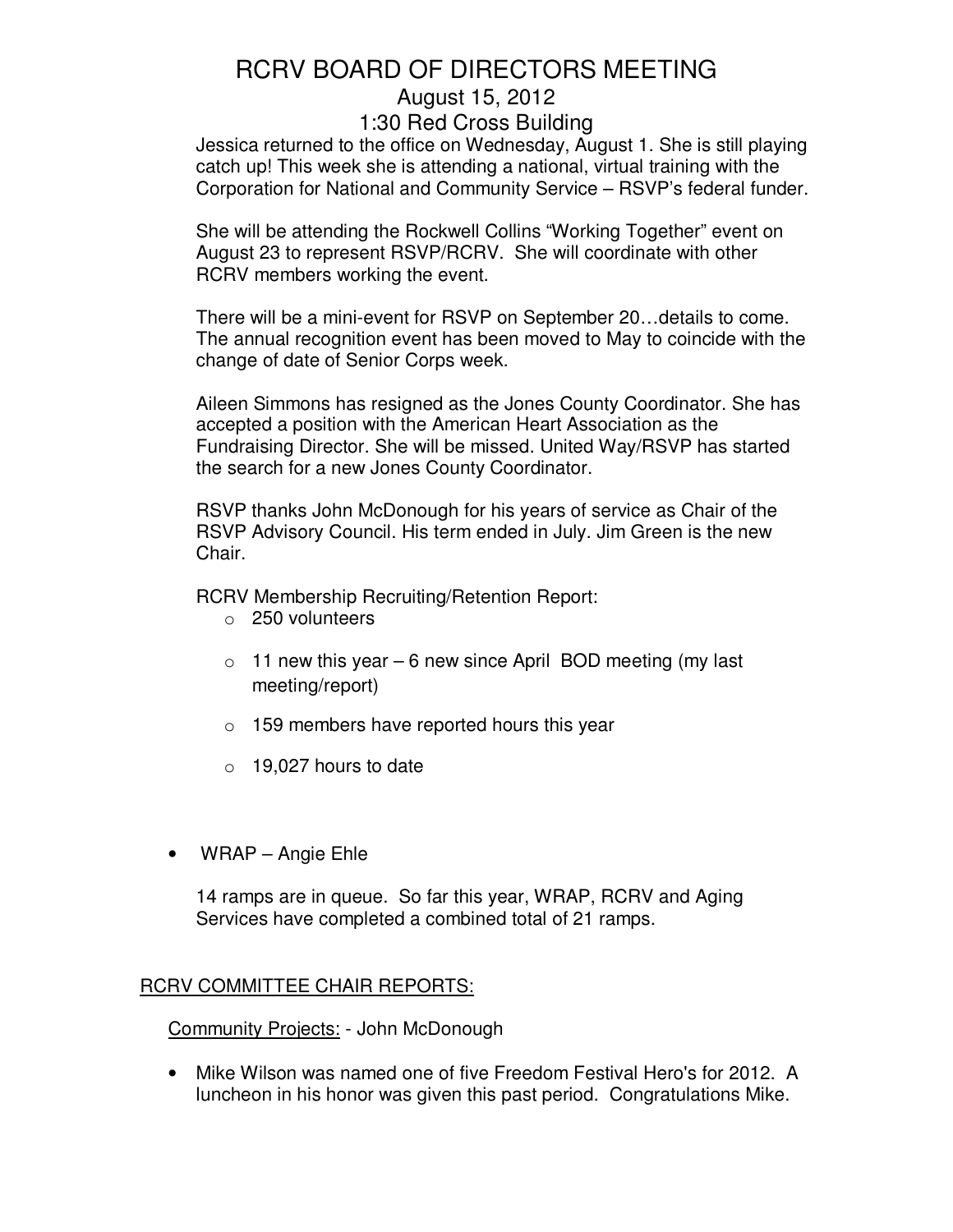# RCRV BOARD OF DIRECTORS MEETING

August 15, 2012

1:30 Red Cross Building

Jessica returned to the office on Wednesday, August 1. She is still playing catch up! This week she is attending a national, virtual training with the Corporation for National and Community Service – RSVP's federal funder.

She will be attending the Rockwell Collins "Working Together" event on August 23 to represent RSVP/RCRV. She will coordinate with other RCRV members working the event.

There will be a mini-event for RSVP on September 20…details to come. The annual recognition event has been moved to May to coincide with the change of date of Senior Corps week.

Aileen Simmons has resigned as the Jones County Coordinator. She has accepted a position with the American Heart Association as the Fundraising Director. She will be missed. United Way/RSVP has started the search for a new Jones County Coordinator.

RSVP thanks John McDonough for his years of service as Chair of the RSVP Advisory Council. His term ended in July. Jim Green is the new Chair.

RCRV Membership Recruiting/Retention Report:

- 250 volunteers
- 11 new this year – 6 new since April BOD meeting (my last meeting/report)
- 159 members have reported hours this year
- 19,027 hours to date

- WRAP – Angie Ehle

  14 ramps are in queue. So far this year, WRAP, RCRV and Aging Services have completed a combined total of 21 ramps.

## RCRV COMMITTEE CHAIR REPORTS:

Community Projects: - John McDonough

- Mike Wilson was named one of five Freedom Festival Hero's for 2012. A luncheon in his honor was given this past period. Congratulations Mike.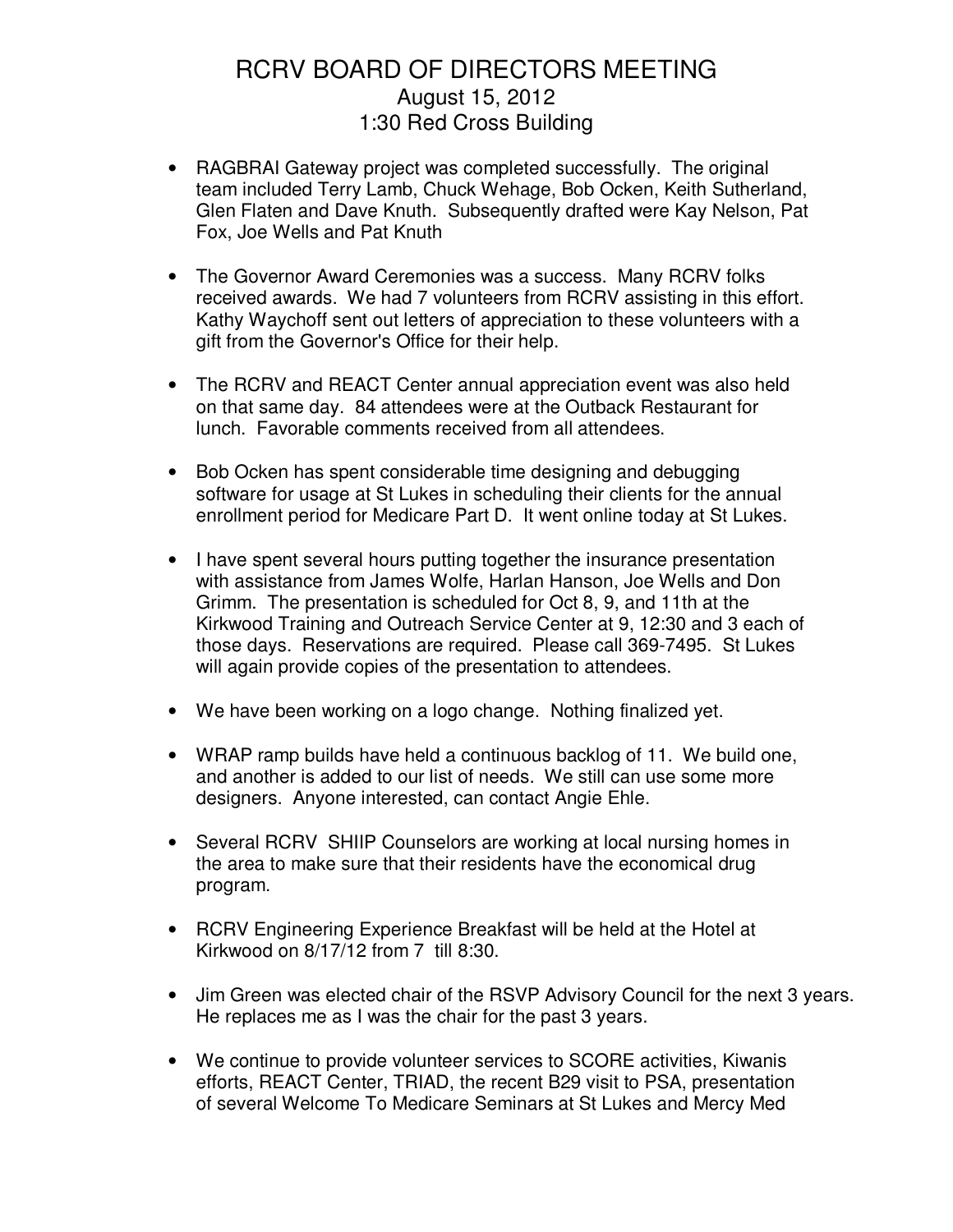# RCRV BOARD OF DIRECTORS MEETING

August 15, 2012

1:30 Red Cross Building

- RAGBRAI Gateway project was completed successfully. The original team included Terry Lamb, Chuck Wehage, Bob Ocken, Keith Sutherland, Glen Flaten and Dave Knuth. Subsequently drafted were Kay Nelson, Pat Fox, Joe Wells and Pat Knuth

- The Governor Award Ceremonies was a success. Many RCRV folks received awards. We had 7 volunteers from RCRV assisting in this effort. Kathy Waychoff sent out letters of appreciation to these volunteers with a gift from the Governor's Office for their help.

- The RCRV and REACT Center annual appreciation event was also held on that same day. 84 attendees were at the Outback Restaurant for lunch. Favorable comments received from all attendees.

- Bob Ocken has spent considerable time designing and debugging software for usage at St Lukes in scheduling their clients for the annual enrollment period for Medicare Part D. It went online today at St Lukes.

- I have spent several hours putting together the insurance presentation with assistance from James Wolfe, Harlan Hanson, Joe Wells and Don Grimm. The presentation is scheduled for Oct 8, 9, and 11th at the Kirkwood Training and Outreach Service Center at 9, 12:30 and 3 each of those days. Reservations are required. Please call 369-7495. St Lukes will again provide copies of the presentation to attendees.

- We have been working on a logo change. Nothing finalized yet.

- WRAP ramp builds have held a continuous backlog of 11. We build one, and another is added to our list of needs. We still can use some more designers. Anyone interested, can contact Angie Ehle.

- Several RCRV SHIIP Counselors are working at local nursing homes in the area to make sure that their residents have the economical drug program.

- RCRV Engineering Experience Breakfast will be held at the Hotel at Kirkwood on 8/17/12 from 7 till 8:30.

- Jim Green was elected chair of the RSVP Advisory Council for the next 3 years. He replaces me as I was the chair for the past 3 years.

- We continue to provide volunteer services to SCORE activities, Kiwanis efforts, REACT Center, TRIAD, the recent B29 visit to PSA, presentation of several Welcome To Medicare Seminars at St Lukes and Mercy Med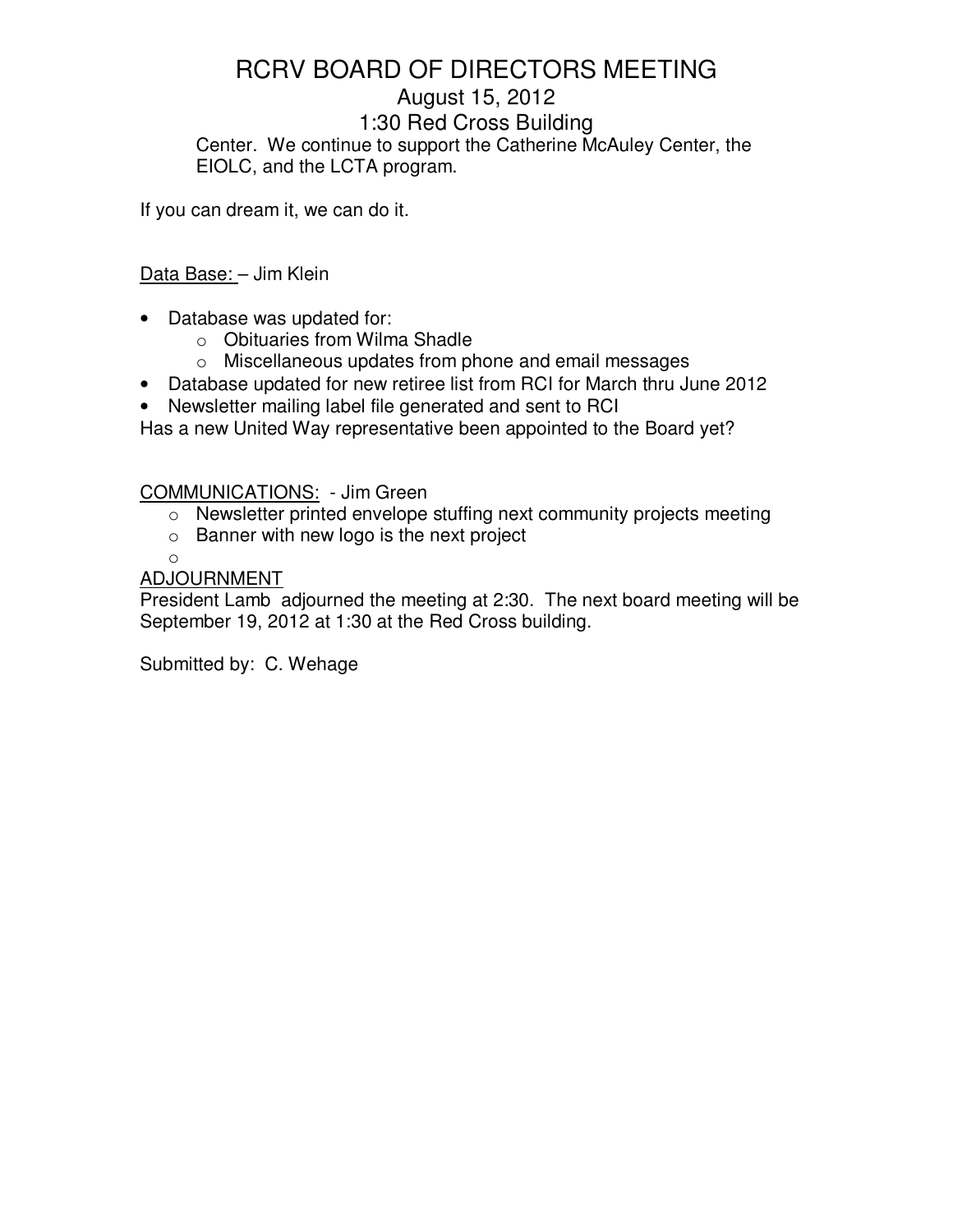Center. We continue to support the Catherine McAuley Center, the EIOLC, and the LCTA program.

If you can dream it, we can do it.

Data Base: – Jim Klein

- Database was updated for:
  - Obituaries from Wilma Shadle
  - Miscellaneous updates from phone and email messages
- Database updated for new retiree list from RCI for March thru June 2012
- Newsletter mailing label file generated and sent to RCI

Has a new United Way representative been appointed to the Board yet?

COMMUNICATIONS: - Jim Green

- Newsletter printed envelope stuffing next community projects meeting
- Banner with new logo is the next project

ADJOURNMENT

President Lamb adjourned the meeting at 2:30. The next board meeting will be September 19, 2012 at 1:30 at the Red Cross building.

Submitted by: C. Wehage